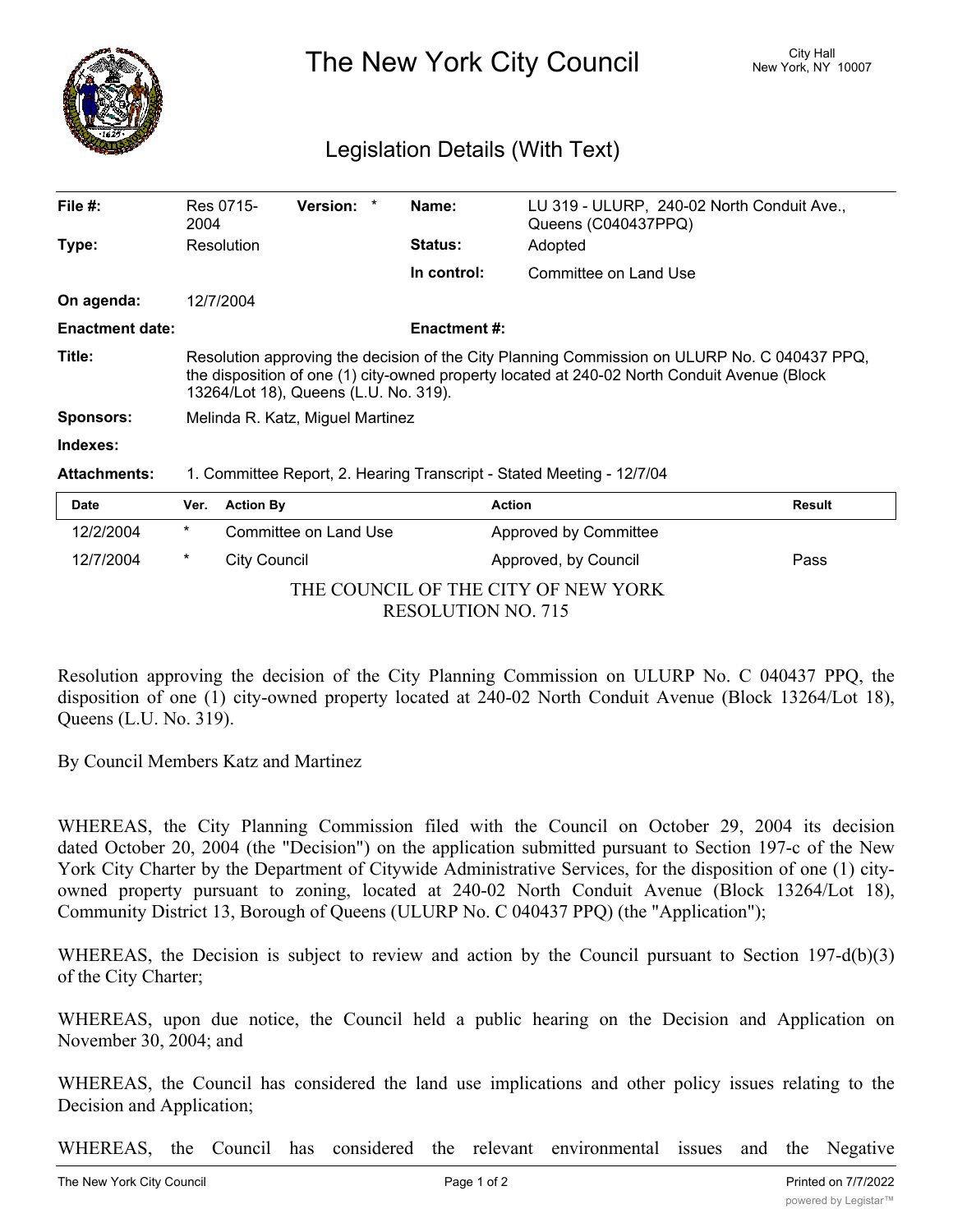# The New York City Council

City Hall
New York, NY 10007

## Legislation Details (With Text)

| | | | |
|---|---|---|---|
| **File #:** | Res 0715-2004 **Version:** * | **Name:** | LU 319 - ULURP, 240-02 North Conduit Ave., Queens (C040437PPQ) |
| **Type:** | Resolution | **Status:** | Adopted |
| | | **In control:** | Committee on Land Use |
| **On agenda:** | 12/7/2004 | | |
| **Enactment date:** | | **Enactment #:** | |

**Title:** Resolution approving the decision of the City Planning Commission on ULURP No. C 040437 PPQ, the disposition of one (1) city-owned property located at 240-02 North Conduit Avenue (Block 13264/Lot 18), Queens (L.U. No. 319).

**Sponsors:** Melinda R. Katz, Miguel Martinez

**Indexes:**

**Attachments:** 1. Committee Report, 2. Hearing Transcript - Stated Meeting - 12/7/04

| Date | Ver. | Action By | Action | Result |
|---|---|---|---|---|
| 12/2/2004 | * | Committee on Land Use | Approved by Committee | |
| 12/7/2004 | * | City Council | Approved, by Council | Pass |

THE COUNCIL OF THE CITY OF NEW YORK
RESOLUTION NO. 715

Resolution approving the decision of the City Planning Commission on ULURP No. C 040437 PPQ, the disposition of one (1) city-owned property located at 240-02 North Conduit Avenue (Block 13264/Lot 18), Queens (L.U. No. 319).

By Council Members Katz and Martinez

WHEREAS, the City Planning Commission filed with the Council on October 29, 2004 its decision dated October 20, 2004 (the "Decision") on the application submitted pursuant to Section 197-c of the New York City Charter by the Department of Citywide Administrative Services, for the disposition of one (1) city-owned property pursuant to zoning, located at 240-02 North Conduit Avenue (Block 13264/Lot 18), Community District 13, Borough of Queens (ULURP No. C 040437 PPQ) (the "Application");

WHEREAS, the Decision is subject to review and action by the Council pursuant to Section 197-d(b)(3) of the City Charter;

WHEREAS, upon due notice, the Council held a public hearing on the Decision and Application on November 30, 2004; and

WHEREAS, the Council has considered the land use implications and other policy issues relating to the Decision and Application;

WHEREAS, the Council has considered the relevant environmental issues and the Negative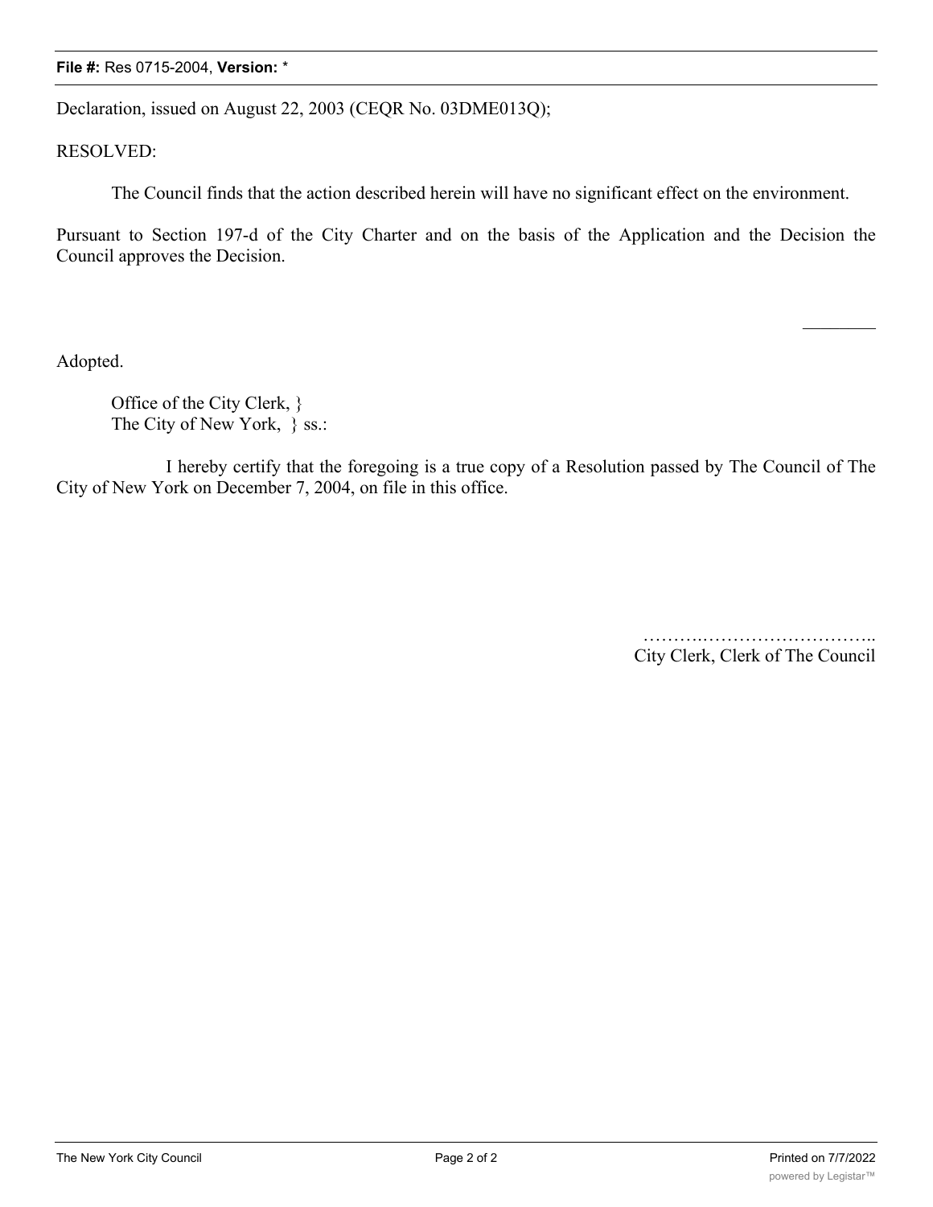Declaration, issued on August 22, 2003 (CEQR No. 03DME013Q);

RESOLVED:

The Council finds that the action described herein will have no significant effect on the environment.

Pursuant to Section 197-d of the City Charter and on the basis of the Application and the Decision the Council approves the Decision.

Adopted.

Office of the City Clerk, }
The City of New York, } ss.:

I hereby certify that the foregoing is a true copy of a Resolution passed by The Council of The City of New York on December 7, 2004, on file in this office.

……….………………………..
City Clerk, Clerk of The Council